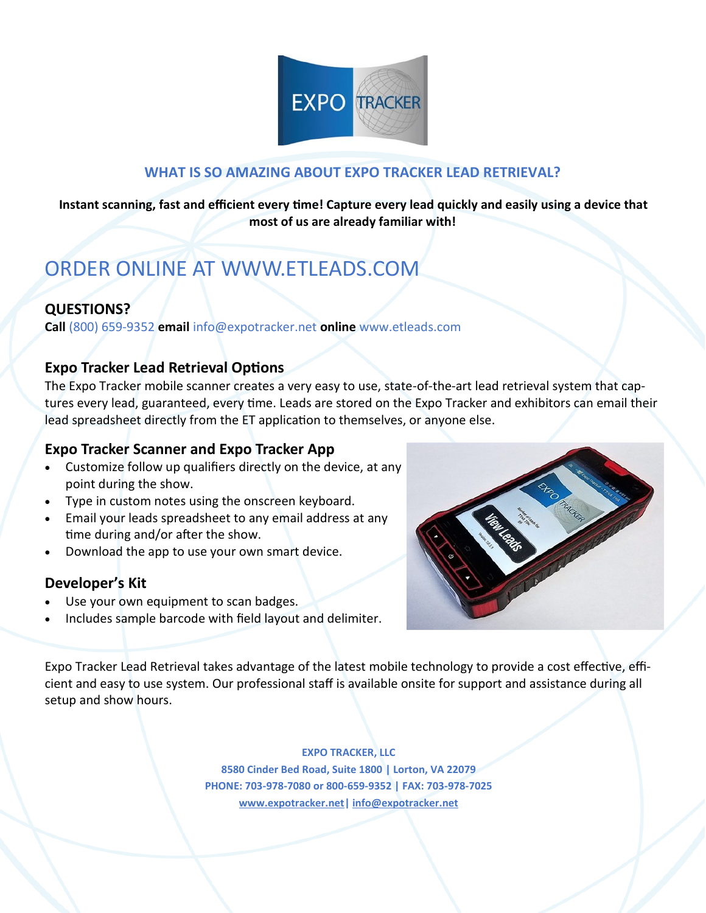## WHAT IS SO AMAZING ABOUT EXPO TRACKER LEAD RETRIEVAL?

**Instant scanning, fast and efficient every time! Capture every lead quickly and easily using a device that most of us are already familiar with!**

# ORDER ONLINE AT WWW.ETLEADS.COM

### QUESTIONS?

**Call** (800) 659-9352 **email** info@expotracker.net **online** www.etleads.com

### Expo Tracker Lead Retrieval Options

The Expo Tracker mobile scanner creates a very easy to use, state-of-the-art lead retrieval system that captures every lead, guaranteed, every time. Leads are stored on the Expo Tracker and exhibitors can email their lead spreadsheet directly from the ET application to themselves, or anyone else.

### Expo Tracker Scanner and Expo Tracker App

- Customize follow up qualifiers directly on the device, at any point during the show.
- Type in custom notes using the onscreen keyboard.
- Email your leads spreadsheet to any email address at any time during and/or after the show.
- Download the app to use your own smart device.

### Developer's Kit

- Use your own equipment to scan badges.
- Includes sample barcode with field layout and delimiter.

Expo Tracker Lead Retrieval takes advantage of the latest mobile technology to provide a cost effective, efficient and easy to use system. Our professional staff is available onsite for support and assistance during all setup and show hours.

**EXPO TRACKER, LLC**
**8580 Cinder Bed Road, Suite 1800 | Lorton, VA 22079**
**PHONE: 703-978-7080 or 800-659-9352 | FAX: 703-978-7025**
**www.expotracker.net | info@expotracker.net**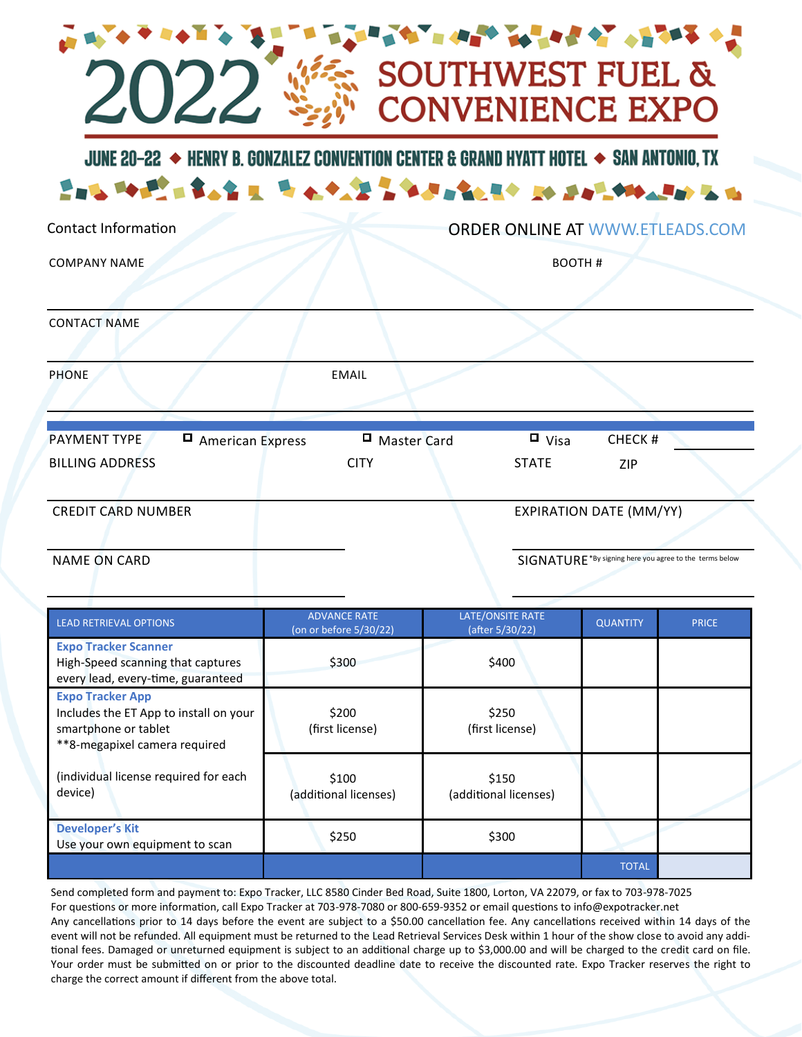# 2022 SOUTHWEST FUEL & CONVENIENCE EXPO

JUNE 20–22 ◆ HENRY B. GONZALEZ CONVENTION CENTER & GRAND HYATT HOTEL ◆ SAN ANTONIO, TX

Contact Information

ORDER ONLINE AT WWW.ETLEADS.COM

COMPANY NAME

BOOTH #

CONTACT NAME

PHONE

EMAIL

PAYMENT TYPE ☐ American Express ☐ Master Card ☐ Visa CHECK #

BILLING ADDRESS

CITY

STATE

ZIP

CREDIT CARD NUMBER

EXPIRATION DATE (MM/YY)

NAME ON CARD

SIGNATURE *By signing here you agree to the terms below

| LEAD RETRIEVAL OPTIONS | ADVANCE RATE (on or before 5/30/22) | LATE/ONSITE RATE (after 5/30/22) | QUANTITY | PRICE |
|---|---|---|---|---|
| **Expo Tracker Scanner** High-Speed scanning that captures every lead, every-time, guaranteed | $300 | $400 | | |
| **Expo Tracker App** Includes the ET App to install on your smartphone or tablet **8-megapixel camera required | $200 (first license) | $250 (first license) | | |
| (individual license required for each device) | $100 (additional licenses) | $150 (additional licenses) | | |
| **Developer's Kit** Use your own equipment to scan | $250 | $300 | | |
| | | | TOTAL | |

Send completed form and payment to: Expo Tracker, LLC 8580 Cinder Bed Road, Suite 1800, Lorton, VA 22079, or fax to 703-978-7025
For questions or more information, call Expo Tracker at 703-978-7080 or 800-659-9352 or email questions to info@expotracker.net
Any cancellations prior to 14 days before the event are subject to a $50.00 cancellation fee. Any cancellations received within 14 days of the event will not be refunded. All equipment must be returned to the Lead Retrieval Services Desk within 1 hour of the show close to avoid any additional fees. Damaged or unreturned equipment is subject to an additional charge up to $3,000.00 and will be charged to the credit card on file. Your order must be submitted on or prior to the discounted deadline date to receive the discounted rate. Expo Tracker reserves the right to charge the correct amount if different from the above total.